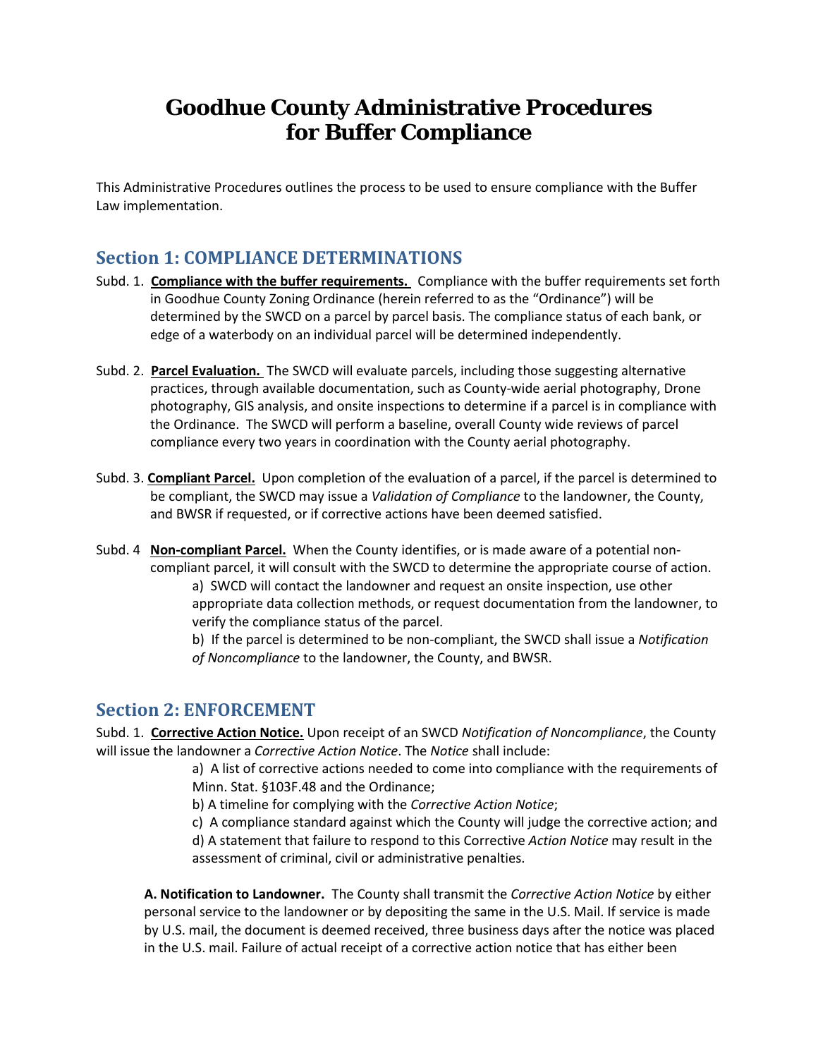# Goodhue County Administrative Procedures for Buffer Compliance

This Administrative Procedures outlines the process to be used to ensure compliance with the Buffer Law implementation.

## Section 1: COMPLIANCE DETERMINATIONS

Subd. 1. **Compliance with the buffer requirements.** Compliance with the buffer requirements set forth in Goodhue County Zoning Ordinance (herein referred to as the "Ordinance") will be determined by the SWCD on a parcel by parcel basis. The compliance status of each bank, or edge of a waterbody on an individual parcel will be determined independently.

Subd. 2. **Parcel Evaluation.** The SWCD will evaluate parcels, including those suggesting alternative practices, through available documentation, such as County-wide aerial photography, Drone photography, GIS analysis, and onsite inspections to determine if a parcel is in compliance with the Ordinance. The SWCD will perform a baseline, overall County wide reviews of parcel compliance every two years in coordination with the County aerial photography.

Subd. 3. **Compliant Parcel.** Upon completion of the evaluation of a parcel, if the parcel is determined to be compliant, the SWCD may issue a *Validation of Compliance* to the landowner, the County, and BWSR if requested, or if corrective actions have been deemed satisfied.

Subd. 4 **Non-compliant Parcel.** When the County identifies, or is made aware of a potential non-compliant parcel, it will consult with the SWCD to determine the appropriate course of action.

a) SWCD will contact the landowner and request an onsite inspection, use other appropriate data collection methods, or request documentation from the landowner, to verify the compliance status of the parcel.

b) If the parcel is determined to be non-compliant, the SWCD shall issue a *Notification of Noncompliance* to the landowner, the County, and BWSR.

## Section 2: ENFORCEMENT

Subd. 1. **Corrective Action Notice.** Upon receipt of an SWCD *Notification of Noncompliance*, the County will issue the landowner a *Corrective Action Notice*. The *Notice* shall include:

a) A list of corrective actions needed to come into compliance with the requirements of Minn. Stat. §103F.48 and the Ordinance;

b) A timeline for complying with the *Corrective Action Notice*;

c) A compliance standard against which the County will judge the corrective action; and

d) A statement that failure to respond to this Corrective *Action Notice* may result in the assessment of criminal, civil or administrative penalties.

**A. Notification to Landowner.** The County shall transmit the *Corrective Action Notice* by either personal service to the landowner or by depositing the same in the U.S. Mail. If service is made by U.S. mail, the document is deemed received, three business days after the notice was placed in the U.S. mail. Failure of actual receipt of a corrective action notice that has either been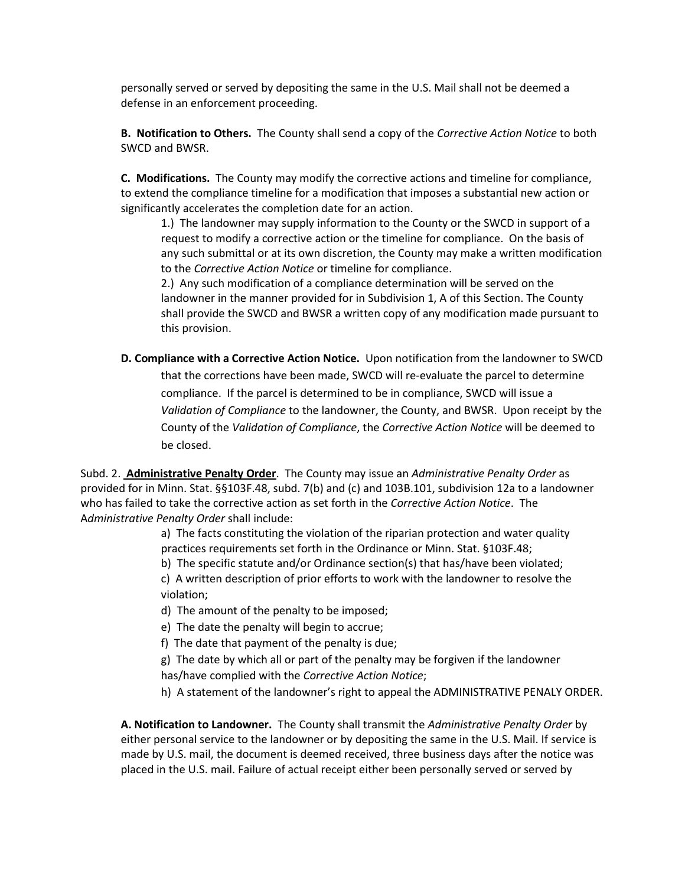personally served or served by depositing the same in the U.S. Mail shall not be deemed a defense in an enforcement proceeding.

**B. Notification to Others.** The County shall send a copy of the *Corrective Action Notice* to both SWCD and BWSR.

**C. Modifications.** The County may modify the corrective actions and timeline for compliance, to extend the compliance timeline for a modification that imposes a substantial new action or significantly accelerates the completion date for an action.

1.) The landowner may supply information to the County or the SWCD in support of a request to modify a corrective action or the timeline for compliance. On the basis of any such submittal or at its own discretion, the County may make a written modification to the *Corrective Action Notice* or timeline for compliance.

2.) Any such modification of a compliance determination will be served on the landowner in the manner provided for in Subdivision 1, A of this Section. The County shall provide the SWCD and BWSR a written copy of any modification made pursuant to this provision.

**D. Compliance with a Corrective Action Notice.** Upon notification from the landowner to SWCD that the corrections have been made, SWCD will re-evaluate the parcel to determine compliance. If the parcel is determined to be in compliance, SWCD will issue a *Validation of Compliance* to the landowner, the County, and BWSR. Upon receipt by the County of the *Validation of Compliance*, the *Corrective Action Notice* will be deemed to be closed.

Subd. 2. **Administrative Penalty Order**. The County may issue an *Administrative Penalty Order* as provided for in Minn. Stat. §§103F.48, subd. 7(b) and (c) and 103B.101, subdivision 12a to a landowner who has failed to take the corrective action as set forth in the *Corrective Action Notice*. The A*dministrative Penalty Order* shall include:

a) The facts constituting the violation of the riparian protection and water quality practices requirements set forth in the Ordinance or Minn. Stat. §103F.48;
b) The specific statute and/or Ordinance section(s) that has/have been violated;
c) A written description of prior efforts to work with the landowner to resolve the violation;
d) The amount of the penalty to be imposed;
e) The date the penalty will begin to accrue;
f) The date that payment of the penalty is due;
g) The date by which all or part of the penalty may be forgiven if the landowner has/have complied with the *Corrective Action Notice*;
h) A statement of the landowner's right to appeal the ADMINISTRATIVE PENALY ORDER.

**A. Notification to Landowner.** The County shall transmit the *Administrative Penalty Order* by either personal service to the landowner or by depositing the same in the U.S. Mail. If service is made by U.S. mail, the document is deemed received, three business days after the notice was placed in the U.S. mail. Failure of actual receipt either been personally served or served by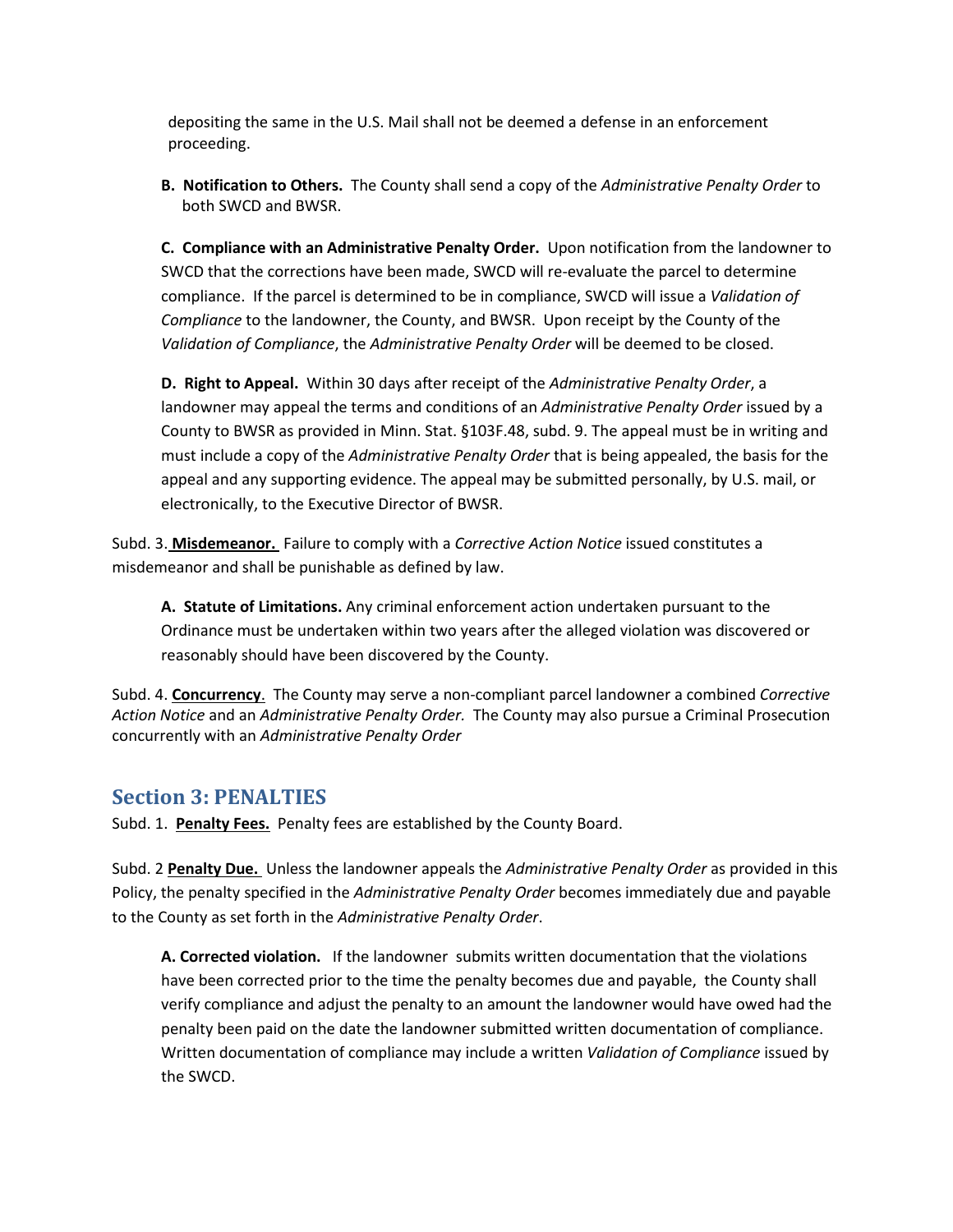depositing the same in the U.S. Mail shall not be deemed a defense in an enforcement proceeding.

**B. Notification to Others.** The County shall send a copy of the *Administrative Penalty Order* to both SWCD and BWSR.

**C. Compliance with an Administrative Penalty Order.** Upon notification from the landowner to SWCD that the corrections have been made, SWCD will re-evaluate the parcel to determine compliance. If the parcel is determined to be in compliance, SWCD will issue a *Validation of Compliance* to the landowner, the County, and BWSR. Upon receipt by the County of the *Validation of Compliance*, the *Administrative Penalty Order* will be deemed to be closed.

**D. Right to Appeal.** Within 30 days after receipt of the *Administrative Penalty Order*, a landowner may appeal the terms and conditions of an *Administrative Penalty Order* issued by a County to BWSR as provided in Minn. Stat. §103F.48, subd. 9. The appeal must be in writing and must include a copy of the *Administrative Penalty Order* that is being appealed, the basis for the appeal and any supporting evidence. The appeal may be submitted personally, by U.S. mail, or electronically, to the Executive Director of BWSR.

Subd. 3. **Misdemeanor.** Failure to comply with a *Corrective Action Notice* issued constitutes a misdemeanor and shall be punishable as defined by law.

**A. Statute of Limitations.** Any criminal enforcement action undertaken pursuant to the Ordinance must be undertaken within two years after the alleged violation was discovered or reasonably should have been discovered by the County.

Subd. 4. **Concurrency**. The County may serve a non-compliant parcel landowner a combined *Corrective Action Notice* and an *Administrative Penalty Order.* The County may also pursue a Criminal Prosecution concurrently with an *Administrative Penalty Order*

## Section 3: PENALTIES

Subd. 1. **Penalty Fees.** Penalty fees are established by the County Board.

Subd. 2 **Penalty Due.** Unless the landowner appeals the *Administrative Penalty Order* as provided in this Policy, the penalty specified in the *Administrative Penalty Order* becomes immediately due and payable to the County as set forth in the *Administrative Penalty Order*.

**A. Corrected violation.** If the landowner submits written documentation that the violations have been corrected prior to the time the penalty becomes due and payable, the County shall verify compliance and adjust the penalty to an amount the landowner would have owed had the penalty been paid on the date the landowner submitted written documentation of compliance. Written documentation of compliance may include a written *Validation of Compliance* issued by the SWCD.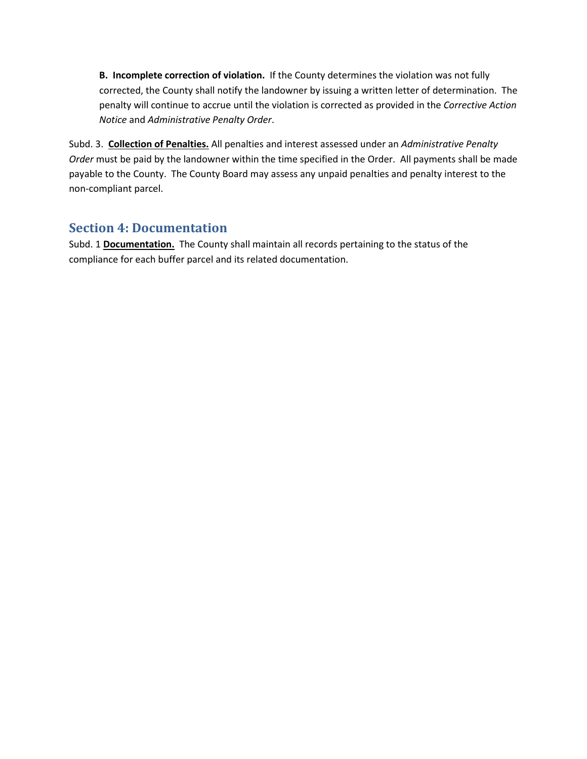**B. Incomplete correction of violation.** If the County determines the violation was not fully corrected, the County shall notify the landowner by issuing a written letter of determination. The penalty will continue to accrue until the violation is corrected as provided in the *Corrective Action Notice* and *Administrative Penalty Order*.

Subd. 3. **Collection of Penalties.** All penalties and interest assessed under an *Administrative Penalty Order* must be paid by the landowner within the time specified in the Order. All payments shall be made payable to the County. The County Board may assess any unpaid penalties and penalty interest to the non-compliant parcel.

## Section 4: Documentation

Subd. 1 **Documentation.** The County shall maintain all records pertaining to the status of the compliance for each buffer parcel and its related documentation.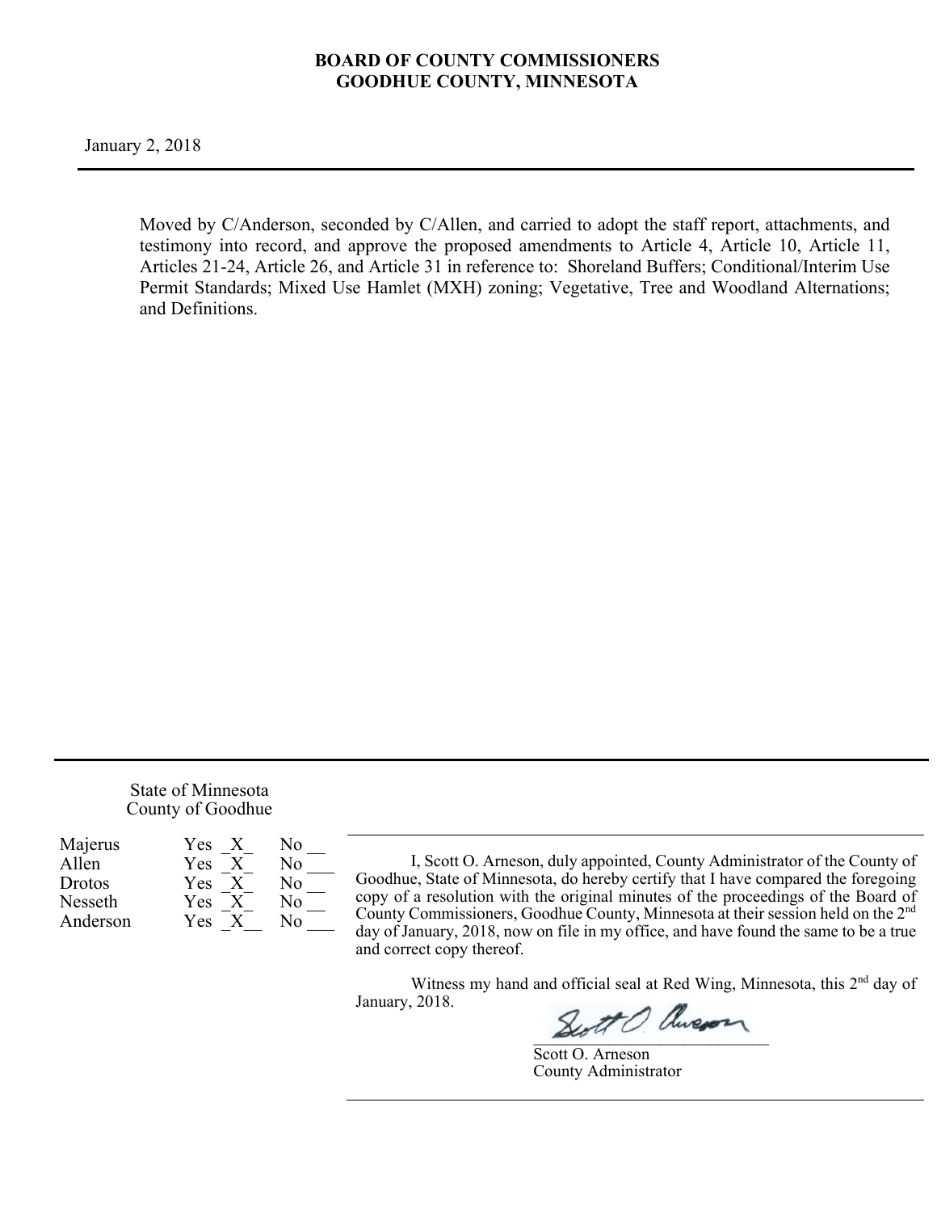**BOARD OF COUNTY COMMISSIONERS**
**GOODHUE COUNTY, MINNESOTA**

January 2, 2018

Moved by C/Anderson, seconded by C/Allen, and carried to adopt the staff report, attachments, and testimony into record, and approve the proposed amendments to Article 4, Article 10, Article 11, Articles 21-24, Article 26, and Article 31 in reference to: Shoreland Buffers; Conditional/Interim Use Permit Standards; Mixed Use Hamlet (MXH) zoning; Vegetative, Tree and Woodland Alternations; and Definitions.

State of Minnesota
County of Goodhue

| | | |
|---|---|---|
| Majerus | Yes _X_ | No __ |
| Allen | Yes _X_ | No ___ |
| Drotos | Yes _X_ | No __ |
| Nesseth | Yes _X_ | No __ |
| Anderson | Yes _X__ | No ___ |

I, Scott O. Arneson, duly appointed, County Administrator of the County of Goodhue, State of Minnesota, do hereby certify that I have compared the foregoing copy of a resolution with the original minutes of the proceedings of the Board of County Commissioners, Goodhue County, Minnesota at their session held on the 2nd day of January, 2018, now on file in my office, and have found the same to be a true and correct copy thereof.

Witness my hand and official seal at Red Wing, Minnesota, this 2nd day of January, 2018.

Scott O. Arneson
County Administrator